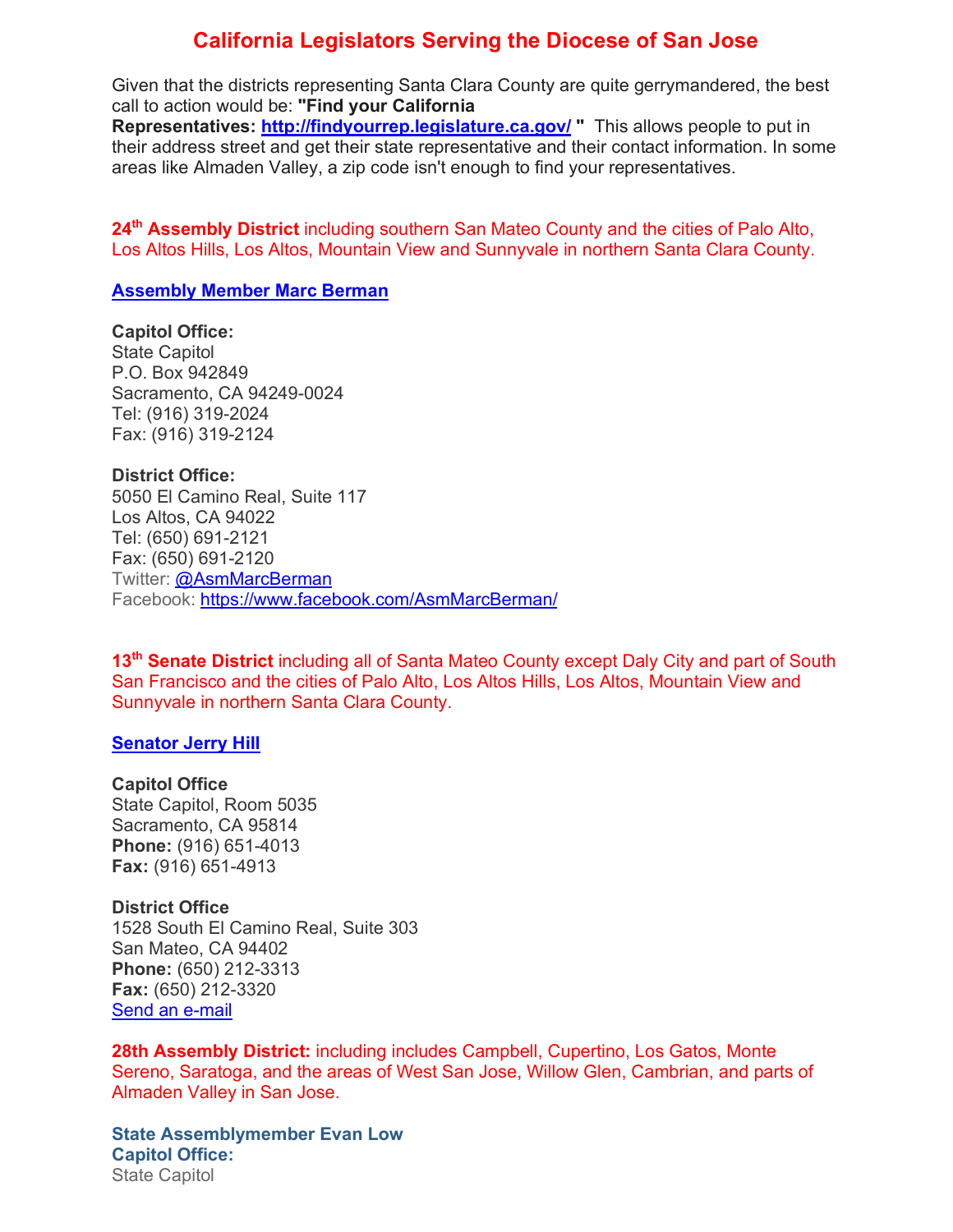# California Legislators Serving the Diocese of San Jose

Given that the districts representing Santa Clara County are quite gerrymandered, the best call to action would be: **"Find your California Representatives: [http://findyourrep.legislature.ca.gov/](http://findyourrep.legislature.ca.gov/) "** This allows people to put in their address street and get their state representative and their contact information. In some areas like Almaden Valley, a zip code isn't enough to find your representatives.

**24th Assembly District** including southern San Mateo County and the cities of Palo Alto, Los Altos Hills, Los Altos, Mountain View and Sunnyvale in northern Santa Clara County.

**Assembly Member Marc Berman**

**Capitol Office:**
State Capitol
P.O. Box 942849
Sacramento, CA 94249-0024
Tel: (916) 319-2024
Fax: (916) 319-2124

**District Office:**
5050 El Camino Real, Suite 117
Los Altos, CA 94022
Tel: (650) 691-2121
Fax: (650) 691-2120
Twitter: @AsmMarcBerman
Facebook: https://www.facebook.com/AsmMarcBerman/

**13th Senate District** including all of Santa Mateo County except Daly City and part of South San Francisco and the cities of Palo Alto, Los Altos Hills, Los Altos, Mountain View and Sunnyvale in northern Santa Clara County.

**Senator Jerry Hill**

**Capitol Office**
State Capitol, Room 5035
Sacramento, CA 95814
**Phone:** (916) 651-4013
**Fax:** (916) 651-4913

**District Office**
1528 South El Camino Real, Suite 303
San Mateo, CA 94402
**Phone:** (650) 212-3313
**Fax:** (650) 212-3320
Send an e-mail

**28th Assembly District:** including includes Campbell, Cupertino, Los Gatos, Monte Sereno, Saratoga, and the areas of West San Jose, Willow Glen, Cambrian, and parts of Almaden Valley in San Jose.

**State Assemblymember Evan Low**
**Capitol Office:**
State Capitol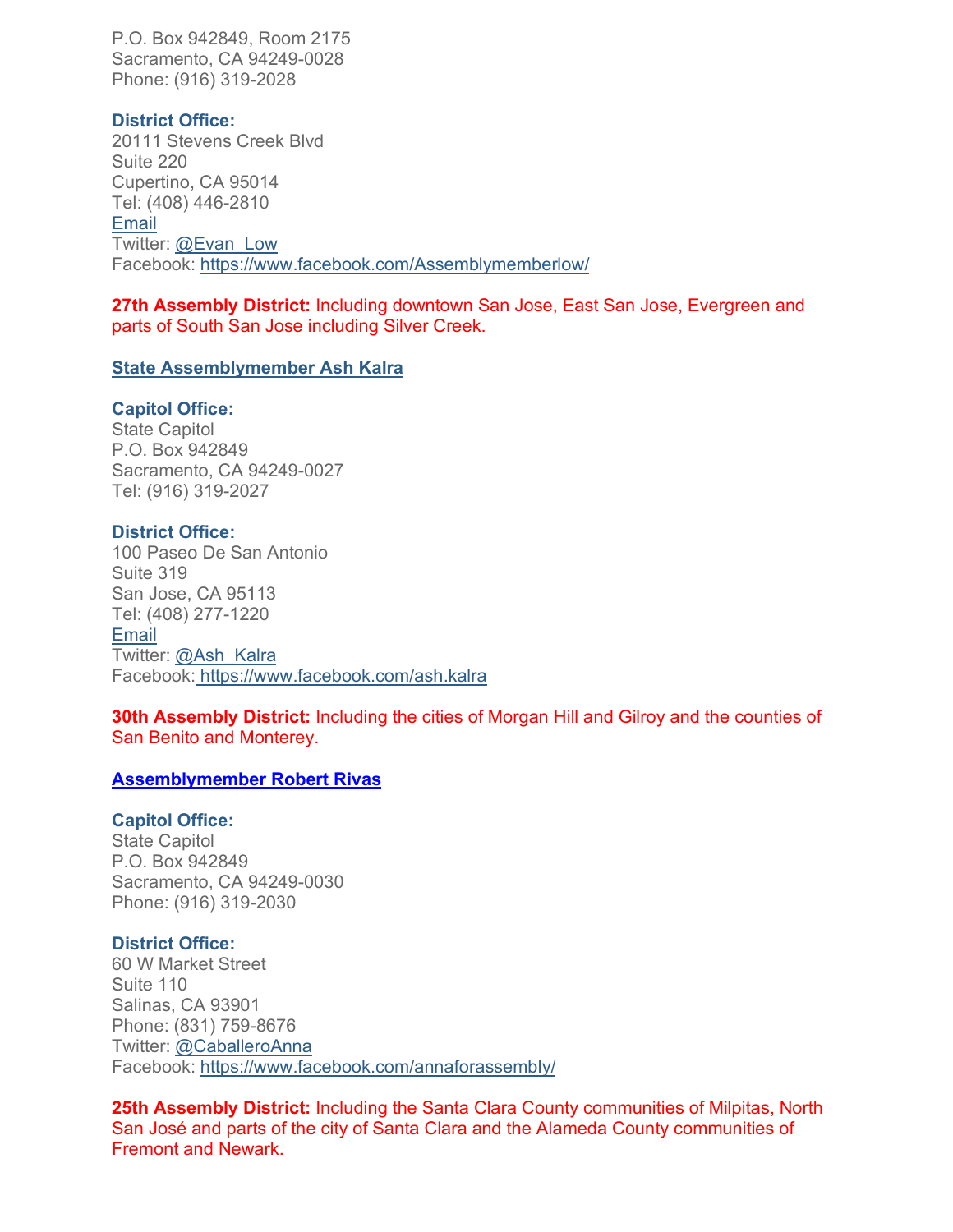P.O. Box 942849, Room 2175
Sacramento, CA 94249-0028
Phone: (916) 319-2028

**District Office:**
20111 Stevens Creek Blvd
Suite 220
Cupertino, CA 95014
Tel: (408) 446-2810
Email
Twitter: @Evan_Low
Facebook: https://www.facebook.com/Assemblymemberlow/

**27th Assembly District:** Including downtown San Jose, East San Jose, Evergreen and parts of South San Jose including Silver Creek.

**State Assemblymember Ash Kalra**

**Capitol Office:**
State Capitol
P.O. Box 942849
Sacramento, CA 94249-0027
Tel: (916) 319-2027

**District Office:**
100 Paseo De San Antonio
Suite 319
San Jose, CA 95113
Tel: (408) 277-1220
Email
Twitter: @Ash_Kalra
Facebook: https://www.facebook.com/ash.kalra

**30th Assembly District:** Including the cities of Morgan Hill and Gilroy and the counties of San Benito and Monterey.

**Assemblymember Robert Rivas**

**Capitol Office:**
State Capitol
P.O. Box 942849
Sacramento, CA 94249-0030
Phone: (916) 319-2030

**District Office:**
60 W Market Street
Suite 110
Salinas, CA 93901
Phone: (831) 759-8676
Twitter: @CaballeroAnna
Facebook: https://www.facebook.com/annaforassembly/

**25th Assembly District:** Including the Santa Clara County communities of Milpitas, North San José and parts of the city of Santa Clara and the Alameda County communities of Fremont and Newark.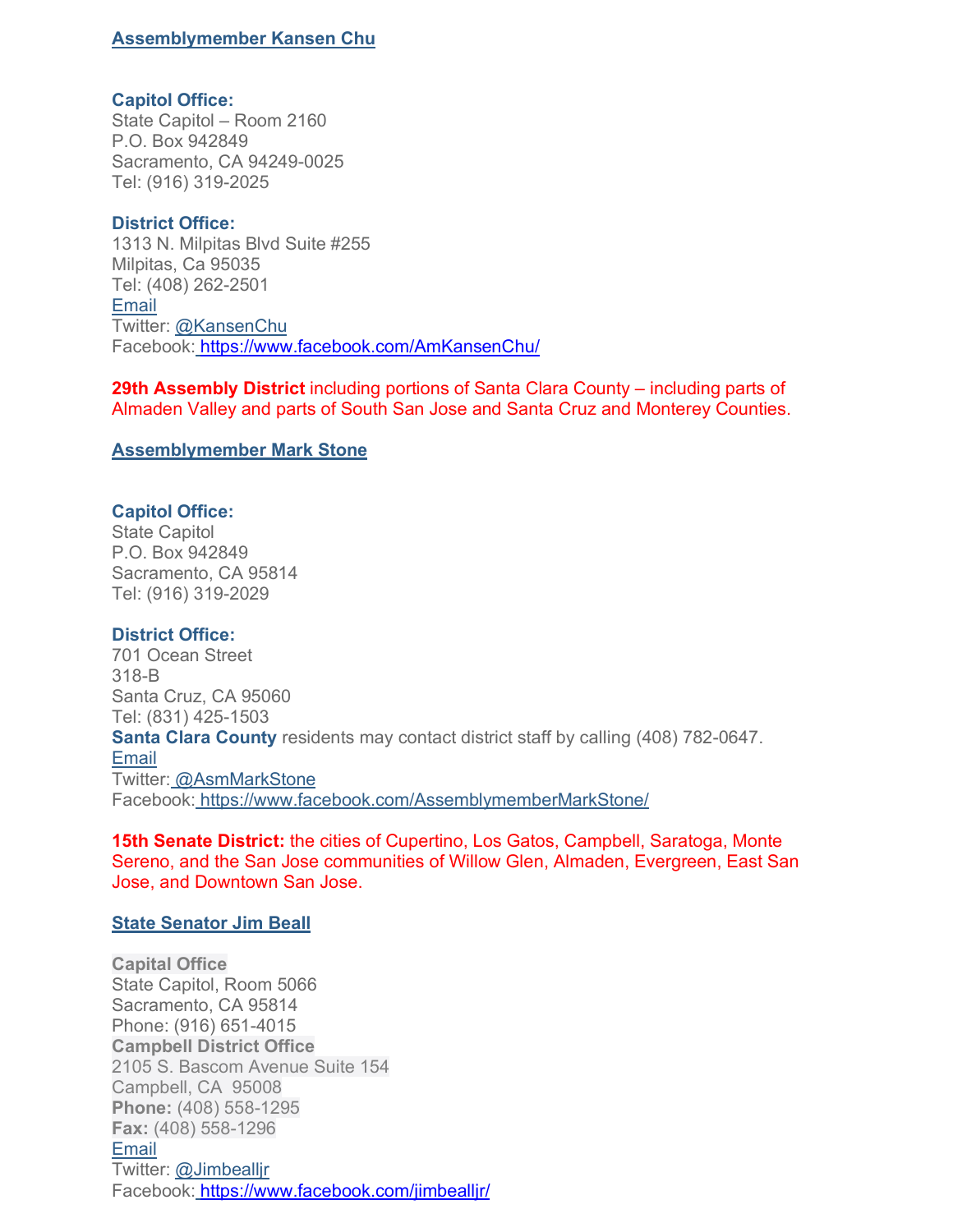**Assemblymember Kansen Chu**

**Capitol Office:**
State Capitol – Room 2160
P.O. Box 942849
Sacramento, CA 94249-0025
Tel: (916) 319-2025

**District Office:**
1313 N. Milpitas Blvd Suite #255
Milpitas, Ca 95035
Tel: (408) 262-2501
Email
Twitter: @KansenChu
Facebook: https://www.facebook.com/AmKansenChu/

**29th Assembly District** including portions of Santa Clara County – including parts of Almaden Valley and parts of South San Jose and Santa Cruz and Monterey Counties.

**Assemblymember Mark Stone**

**Capitol Office:**
State Capitol
P.O. Box 942849
Sacramento, CA 95814
Tel: (916) 319-2029

**District Office:**
701 Ocean Street
318-B
Santa Cruz, CA 95060
Tel: (831) 425-1503
**Santa Clara County** residents may contact district staff by calling (408) 782-0647.
Email
Twitter: @AsmMarkStone
Facebook: https://www.facebook.com/AssemblymemberMarkStone/

**15th Senate District:** the cities of Cupertino, Los Gatos, Campbell, Saratoga, Monte Sereno, and the San Jose communities of Willow Glen, Almaden, Evergreen, East San Jose, and Downtown San Jose.

**State Senator Jim Beall**

**Capital Office**
State Capitol, Room 5066
Sacramento, CA 95814
Phone: (916) 651-4015
**Campbell District Office**
2105 S. Bascom Avenue Suite 154
Campbell, CA 95008
**Phone:** (408) 558-1295
**Fax:** (408) 558-1296
Email
Twitter: @Jimbealljr
Facebook: https://www.facebook.com/jimbealljr/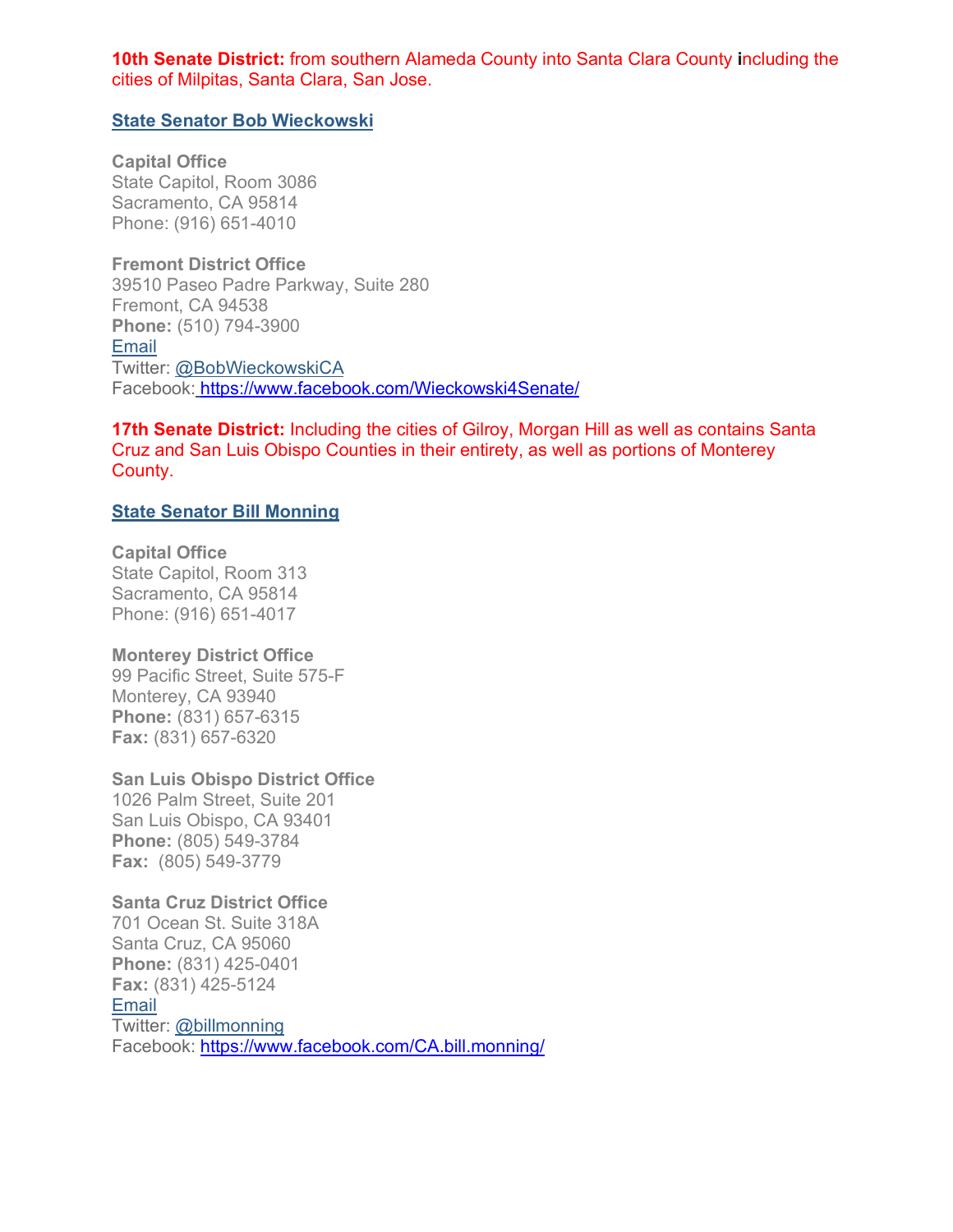**10th Senate District:** from southern Alameda County into Santa Clara County including the cities of Milpitas, Santa Clara, San Jose.

**State Senator Bob Wieckowski**

**Capital Office**
State Capitol, Room 3086
Sacramento, CA 95814
Phone: (916) 651-4010

**Fremont District Office**
39510 Paseo Padre Parkway, Suite 280
Fremont, CA 94538
**Phone:** (510) 794-3900
Email
Twitter: @BobWieckowskiCA
Facebook: https://www.facebook.com/Wieckowski4Senate/

**17th Senate District:** Including the cities of Gilroy, Morgan Hill as well as contains Santa Cruz and San Luis Obispo Counties in their entirety, as well as portions of Monterey County.

**State Senator Bill Monning**

**Capital Office**
State Capitol, Room 313
Sacramento, CA 95814
Phone: (916) 651-4017

**Monterey District Office**
99 Pacific Street, Suite 575-F
Monterey, CA 93940
**Phone:** (831) 657-6315
**Fax:** (831) 657-6320

**San Luis Obispo District Office**
1026 Palm Street, Suite 201
San Luis Obispo, CA 93401
**Phone:** (805) 549-3784
**Fax:** (805) 549-3779

**Santa Cruz District Office**
701 Ocean St. Suite 318A
Santa Cruz, CA 95060
**Phone:** (831) 425-0401
**Fax:** (831) 425-5124
Email
Twitter: @billmonning
Facebook: https://www.facebook.com/CA.bill.monning/